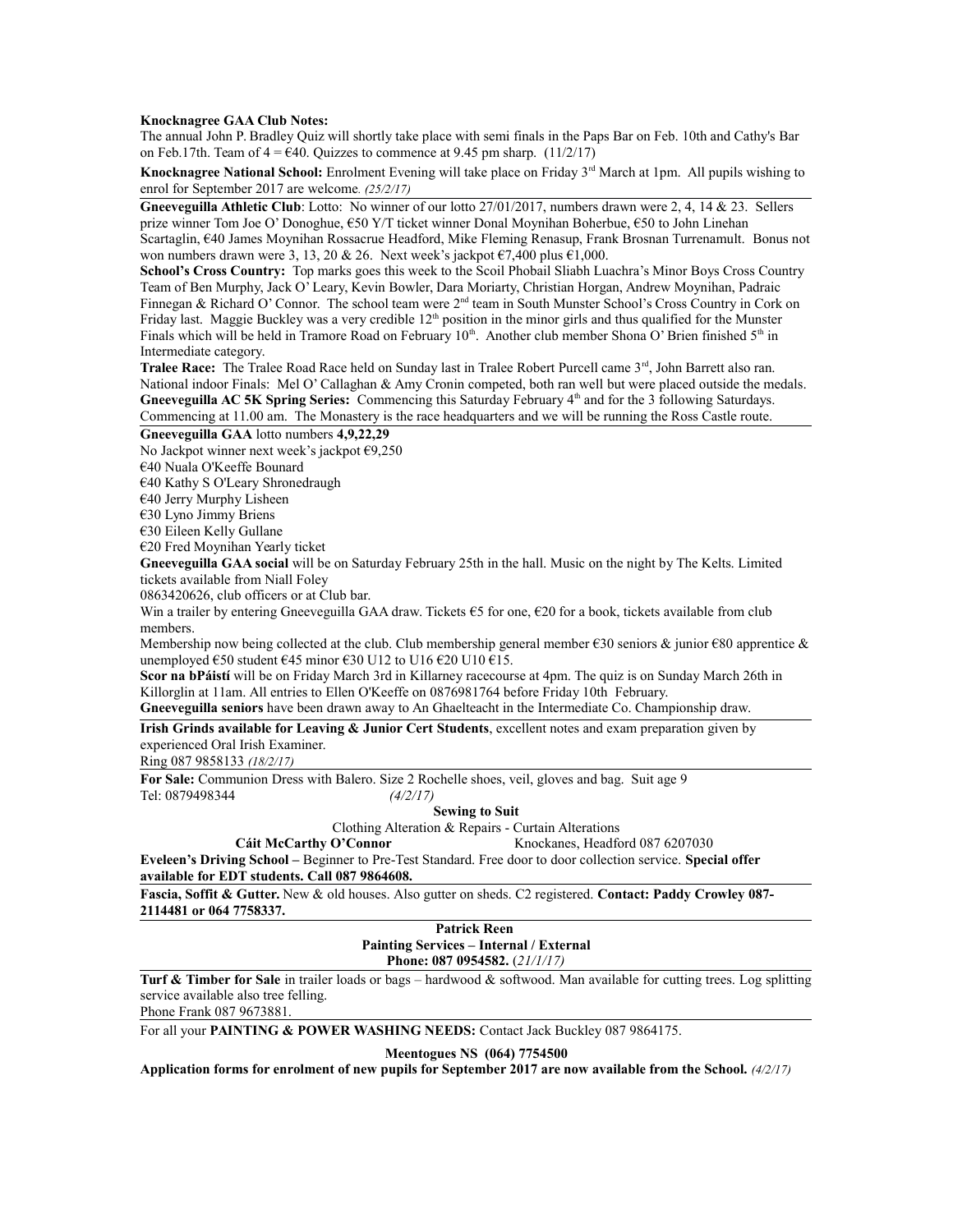**Knocknagree GAA Club Notes:**
The annual John P. Bradley Quiz will shortly take place with semi finals in the Paps Bar on Feb. 10th and Cathy's Bar on Feb.17th. Team of 4 = €40. Quizzes to commence at 9.45 pm sharp. (11/2/17)

**Knocknagree National School:** Enrolment Evening will take place on Friday 3rd March at 1pm. All pupils wishing to enrol for September 2017 are welcome. *(25/2/17)*

---

**Gneeveguilla Athletic Club**: Lotto: No winner of our lotto 27/01/2017, numbers drawn were 2, 4, 14 & 23. Sellers prize winner Tom Joe O' Donoghue, €50 Y/T ticket winner Donal Moynihan Boherbue, €50 to John Linehan Scartaglin, €40 James Moynihan Rossacrue Headford, Mike Fleming Renasup, Frank Brosnan Turrenamult. Bonus not won numbers drawn were 3, 13, 20 & 26. Next week's jackpot €7,400 plus €1,000.

**School's Cross Country:** Top marks goes this week to the Scoil Phobail Sliabh Luachra's Minor Boys Cross Country Team of Ben Murphy, Jack O' Leary, Kevin Bowler, Dara Moriarty, Christian Horgan, Andrew Moynihan, Padraic Finnegan & Richard O' Connor. The school team were 2nd team in South Munster School's Cross Country in Cork on Friday last. Maggie Buckley was a very credible 12th position in the minor girls and thus qualified for the Munster Finals which will be held in Tramore Road on February 10th. Another club member Shona O' Brien finished 5th in Intermediate category.

**Tralee Race:** The Tralee Road Race held on Sunday last in Tralee Robert Purcell came 3rd, John Barrett also ran. National indoor Finals: Mel O' Callaghan & Amy Cronin competed, both ran well but were placed outside the medals.

**Gneeveguilla AC 5K Spring Series:** Commencing this Saturday February 4th and for the 3 following Saturdays. Commencing at 11.00 am. The Monastery is the race headquarters and we will be running the Ross Castle route.

---

**Gneeveguilla GAA** lotto numbers **4,9,22,29**

No Jackpot winner next week's jackpot €9,250

€40 Nuala O'Keeffe Bounard

€40 Kathy S O'Leary Shronedraugh

€40 Jerry Murphy Lisheen

€30 Lyno Jimmy Briens

€30 Eileen Kelly Gullane

€20 Fred Moynihan Yearly ticket

**Gneeveguilla GAA social** will be on Saturday February 25th in the hall. Music on the night by The Kelts. Limited tickets available from Niall Foley
0863420626, club officers or at Club bar.

Win a trailer by entering Gneeveguilla GAA draw. Tickets €5 for one, €20 for a book, tickets available from club members.

Membership now being collected at the club. Club membership general member €30 seniors & junior €80 apprentice & unemployed €50 student €45 minor €30 U12 to U16 €20 U10 €15.

**Scor na bPáistí** will be on Friday March 3rd in Killarney racecourse at 4pm. The quiz is on Sunday March 26th in Killorglin at 11am. All entries to Ellen O'Keeffe on 0876981764 before Friday 10th February.

**Gneeveguilla seniors** have been drawn away to An Ghaelteacht in the Intermediate Co. Championship draw.

---

**Irish Grinds available for Leaving & Junior Cert Students**, excellent notes and exam preparation given by experienced Oral Irish Examiner.
Ring 087 9858133 *(18/2/17)*

---

**For Sale:** Communion Dress with Balero. Size 2 Rochelle shoes, veil, gloves and bag. Suit age 9
Tel: 0879498344 *(4/2/17)*

**Sewing to Suit**

Clothing Alteration & Repairs - Curtain Alterations

**Cáit McCarthy O'Connor** Knockanes, Headford 087 6207030

**Eveleen's Driving School –** Beginner to Pre-Test Standard. Free door to door collection service. **Special offer available for EDT students. Call 087 9864608.**

---

**Fascia, Soffit & Gutter.** New & old houses. Also gutter on sheds. C2 registered. **Contact: Paddy Crowley 087-2114481 or 064 7758337.**

---

**Patrick Reen**
**Painting Services – Internal / External**
**Phone: 087 0954582.** (*21/1/17)*

---

**Turf & Timber for Sale** in trailer loads or bags – hardwood & softwood. Man available for cutting trees. Log splitting service available also tree felling.
Phone Frank 087 9673881.

---

For all your **PAINTING & POWER WASHING NEEDS:** Contact Jack Buckley 087 9864175.

---

**Meentogues NS (064) 7754500**

**Application forms for enrolment of new pupils for September 2017 are now available from the School.** *(4/2/17)*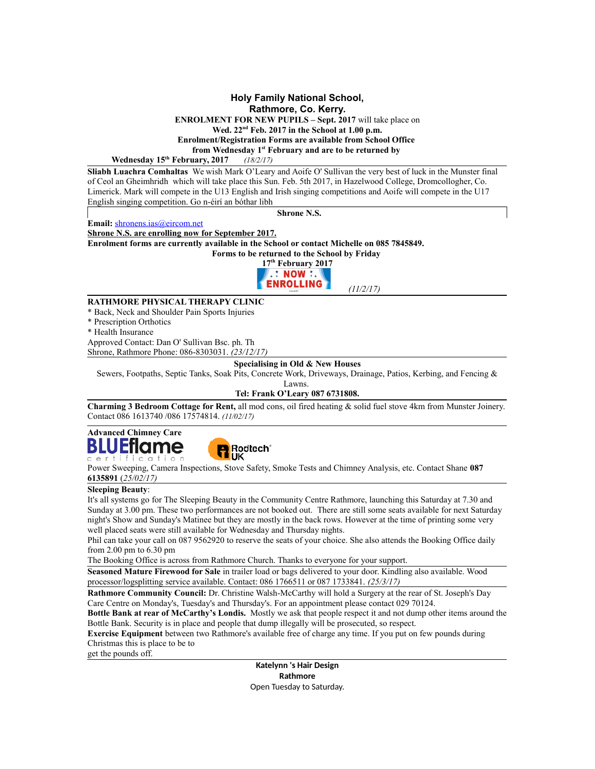**Holy Family National School,**
**Rathmore, Co. Kerry.**

**ENROLMENT FOR NEW PUPILS – Sept. 2017** will take place on
**Wed. 22nd Feb. 2017 in the School at 1.00 p.m.**
**Enrolment/Registration Forms are available from School Office**
**from Wednesday 1st February and are to be returned by**
**Wednesday 15th February, 2017** *(18/2/17)*

---

**Sliabh Luachra Comhaltas** We wish Mark O'Leary and Aoife O' Sullivan the very best of luck in the Munster final of Ceol an Gheimhridh which will take place this Sun. Feb. 5th 2017, in Hazelwood College, Dromcollogher, Co. Limerick. Mark will compete in the U13 English and Irish singing competitions and Aoife will compete in the U17 English singing competition. Go n-éirí an bóthar libh

---

**Shrone N.S.**

**Email:** shronens.ias@eircom.net

**Shrone N.S. are enrolling now for September 2017.**

**Enrolment forms are currently available in the School or contact Michelle on 085 7845849.**

**Forms to be returned to the School by Friday**
**17th February 2017**

NOW ENROLLING *(11/2/17)*

---

**RATHMORE PHYSICAL THERAPY CLINIC**

* Back, Neck and Shoulder Pain Sports Injuries
* Prescription Orthotics
* Health Insurance

Approved Contact: Dan O' Sullivan Bsc. ph. Th
Shrone, Rathmore Phone: 086-8303031. *(23/12/17)*

---

**Specialising in Old & New Houses**

Sewers, Footpaths, Septic Tanks, Soak Pits, Concrete Work, Driveways, Drainage, Patios, Kerbing, and Fencing & Lawns.

**Tel: Frank O'Leary 087 6731808.**

---

**Charming 3 Bedroom Cottage for Rent,** all mod cons, oil fired heating & solid fuel stove 4km from Munster Joinery. Contact 086 1613740 /086 17574814. *(11/02/17)*

---

**Advanced Chimney Care**

BLUEflame certification · Rodtech UK

Power Sweeping, Camera Inspections, Stove Safety, Smoke Tests and Chimney Analysis, etc. Contact Shane **087 6135891** (*25/02/17)*

---

**Sleeping Beauty**:

It's all systems go for The Sleeping Beauty in the Community Centre Rathmore, launching this Saturday at 7.30 and Sunday at 3.00 pm. These two performances are not booked out. There are still some seats available for next Saturday night's Show and Sunday's Matinee but they are mostly in the back rows. However at the time of printing some very well placed seats were still available for Wednesday and Thursday nights.

Phil can take your call on 087 9562920 to reserve the seats of your choice. She also attends the Booking Office daily from 2.00 pm to 6.30 pm

The Booking Office is across from Rathmore Church. Thanks to everyone for your support.

---

**Seasoned Mature Firewood for Sale** in trailer load or bags delivered to your door. Kindling also available. Wood processor/logsplitting service available. Contact: 086 1766511 or 087 1733841. *(25/3/17)*

---

**Rathmore Community Council:** Dr. Christine Walsh-McCarthy will hold a Surgery at the rear of St. Joseph's Day Care Centre on Monday's, Tuesday's and Thursday's. For an appointment please contact 029 70124.

**Bottle Bank at rear of McCarthy's Londis.** Mostly we ask that people respect it and not dump other items around the Bottle Bank. Security is in place and people that dump illegally will be prosecuted, so respect.

**Exercise Equipment** between two Rathmore's available free of charge any time. If you put on few pounds during Christmas this is place to be to
get the pounds off.

---

**Katelynn 's Hair Design**
**Rathmore**
Open Tuesday to Saturday.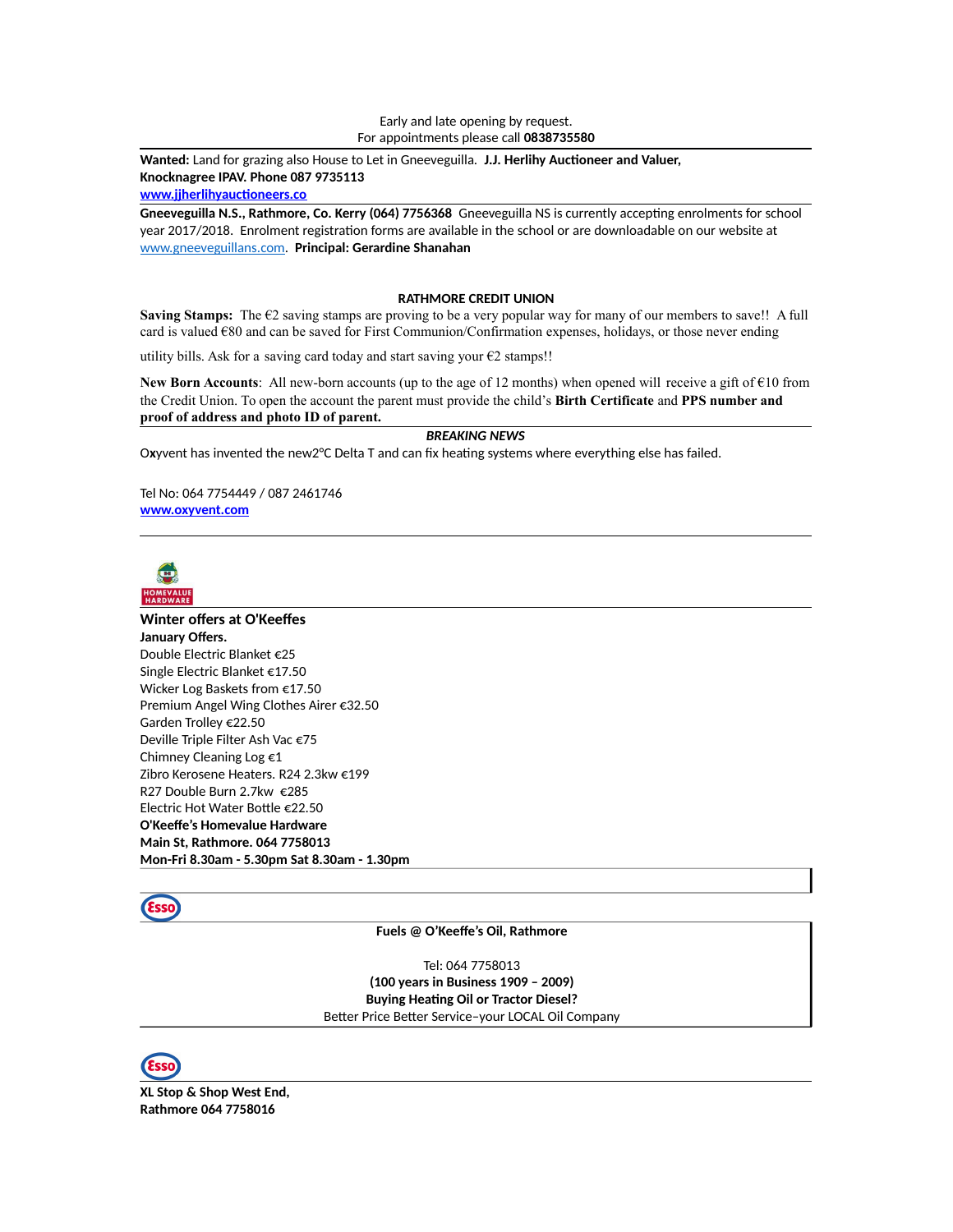Early and late opening by request.
For appointments please call **0838735580**

---

**Wanted:** Land for grazing also House to Let in Gneeveguilla. **J.J. Herlihy Auctioneer and Valuer, Knocknagree IPAV. Phone 087 9735113**
**www.jjherlihyauctioneers.co**

---

**Gneeveguilla N.S., Rathmore, Co. Kerry (064) 7756368** Gneeveguilla NS is currently accepting enrolments for school year 2017/2018. Enrolment registration forms are available in the school or are downloadable on our website at www.gneeveguillans.com. **Principal: Gerardine Shanahan**

**RATHMORE CREDIT UNION**

**Saving Stamps:** The €2 saving stamps are proving to be a very popular way for many of our members to save!! A full card is valued €80 and can be saved for First Communion/Confirmation expenses, holidays, or those never ending utility bills. Ask for a saving card today and start saving your €2 stamps!!

**New Born Accounts**: All new-born accounts (up to the age of 12 months) when opened will receive a gift of €10 from the Credit Union. To open the account the parent must provide the child's **Birth Certificate** and **PPS number and proof of address and photo ID of parent.**

---

***BREAKING NEWS***

Oxyvent has invented the new2°C Delta T and can fix heating systems where everything else has failed.

Tel No: 064 7754449 / 087 2461746
**www.oxyvent.com**

---

HOMEVALUE HARDWARE

---

**Winter offers at O'Keeffes**
**January Offers.**
Double Electric Blanket €25
Single Electric Blanket €17.50
Wicker Log Baskets from €17.50
Premium Angel Wing Clothes Airer €32.50
Garden Trolley €22.50
Deville Triple Filter Ash Vac €75
Chimney Cleaning Log €1
Zibro Kerosene Heaters. R24 2.3kw €199
R27 Double Burn 2.7kw €285
Electric Hot Water Bottle €22.50
**O'Keeffe's Homevalue Hardware**
**Main St, Rathmore. 064 7758013**
**Mon-Fri 8.30am - 5.30pm Sat 8.30am - 1.30pm**

---

Esso

**Fuels @ O'Keeffe's Oil, Rathmore**

Tel: 064 7758013
**(100 years in Business 1909 – 2009)**
**Buying Heating Oil or Tractor Diesel?**
Better Price Better Service–your LOCAL Oil Company

---

Esso

**XL Stop & Shop West End,**
**Rathmore 064 7758016**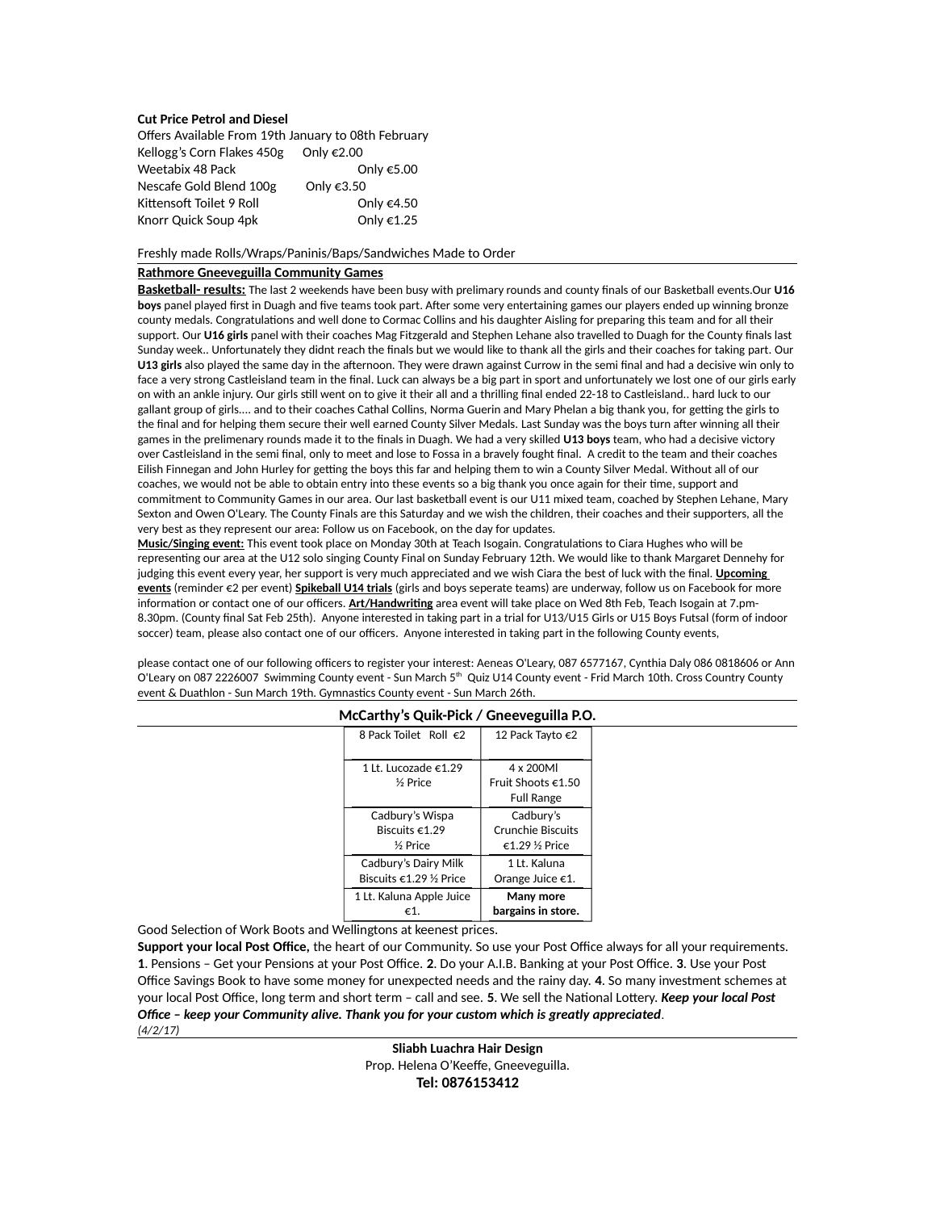**Cut Price Petrol and Diesel**

Offers Available From 19th January to 08th February

Kellogg's Corn Flakes 450g Only €2.00
Weetabix 48 Pack Only €5.00
Nescafe Gold Blend 100g Only €3.50
Kittensoft Toilet 9 Roll Only €4.50
Knorr Quick Soup 4pk Only €1.25

Freshly made Rolls/Wraps/Paninis/Baps/Sandwiches Made to Order

---

**Rathmore Gneeveguilla Community Games**

**Basketball- results:** The last 2 weekends have been busy with prelimary rounds and county finals of our Basketball events.Our **U16 boys** panel played first in Duagh and five teams took part. After some very entertaining games our players ended up winning bronze county medals. Congratulations and well done to Cormac Collins and his daughter Aisling for preparing this team and for all their support. Our **U16 girls** panel with their coaches Mag Fitzgerald and Stephen Lehane also travelled to Duagh for the County finals last Sunday week.. Unfortunately they didnt reach the finals but we would like to thank all the girls and their coaches for taking part. Our **U13 girls** also played the same day in the afternoon. They were drawn against Currow in the semi final and had a decisive win only to face a very strong Castleisland team in the final. Luck can always be a big part in sport and unfortunately we lost one of our girls early on with an ankle injury. Our girls still went on to give it their all and a thrilling final ended 22-18 to Castleisland.. hard luck to our gallant group of girls.... and to their coaches Cathal Collins, Norma Guerin and Mary Phelan a big thank you, for getting the girls to the final and for helping them secure their well earned County Silver Medals. Last Sunday was the boys turn after winning all their games in the prelimenary rounds made it to the finals in Duagh. We had a very skilled **U13 boys** team, who had a decisive victory over Castleisland in the semi final, only to meet and lose to Fossa in a bravely fought final. A credit to the team and their coaches Eilish Finnegan and John Hurley for getting the boys this far and helping them to win a County Silver Medal. Without all of our coaches, we would not be able to obtain entry into these events so a big thank you once again for their time, support and commitment to Community Games in our area. Our last basketball event is our U11 mixed team, coached by Stephen Lehane, Mary Sexton and Owen O'Leary. The County Finals are this Saturday and we wish the children, their coaches and their supporters, all the very best as they represent our area: Follow us on Facebook, on the day for updates.

**Music/Singing event:** This event took place on Monday 30th at Teach Isogain. Congratulations to Ciara Hughes who will be representing our area at the U12 solo singing County Final on Sunday February 12th. We would like to thank Margaret Dennehy for judging this event every year, her support is very much appreciated and we wish Ciara the best of luck with the final. **Upcoming events** (reminder €2 per event) **Spikeball U14 trials** (girls and boys seperate teams) are underway, follow us on Facebook for more information or contact one of our officers. **Art/Handwriting** area event will take place on Wed 8th Feb, Teach Isogain at 7.pm-8.30pm. (County final Sat Feb 25th). Anyone interested in taking part in a trial for U13/U15 Girls or U15 Boys Futsal (form of indoor soccer) team, please also contact one of our officers. Anyone interested in taking part in the following County events,

please contact one of our following officers to register your interest: Aeneas O'Leary, 087 6577167, Cynthia Daly 086 0818606 or Ann O'Leary on 087 2226007 Swimming County event - Sun March 5th Quiz U14 County event - Frid March 10th. Cross Country County event & Duathlon - Sun March 19th. Gymnastics County event - Sun March 26th.

---

**McCarthy's Quik-Pick / Gneeveguilla P.O.**

| | |
|---|---|
| 8 Pack Toilet Roll €2 | 12 Pack Tayto €2 |
| 1 Lt. Lucozade €1.29 ½ Price | 4 x 200Ml Fruit Shoots €1.50 Full Range |
| Cadbury's Wispa Biscuits €1.29 ½ Price | Cadbury's Crunchie Biscuits €1.29 ½ Price |
| Cadbury's Dairy Milk Biscuits €1.29 ½ Price | 1 Lt. Kaluna Orange Juice €1. |
| 1 Lt. Kaluna Apple Juice €1. | **Many more bargains in store.** |

Good Selection of Work Boots and Wellingtons at keenest prices.

**Support your local Post Office,** the heart of our Community. So use your Post Office always for all your requirements. **1**. Pensions – Get your Pensions at your Post Office. **2**. Do your A.I.B. Banking at your Post Office. **3**. Use your Post Office Savings Book to have some money for unexpected needs and the rainy day. **4**. So many investment schemes at your local Post Office, long term and short term – call and see. **5**. We sell the National Lottery. ***Keep your local Post Office – keep your Community alive. Thank you for your custom which is greatly appreciated***.

*(4/2/17)*

---

**Sliabh Luachra Hair Design**

Prop. Helena O'Keeffe, Gneeveguilla.

**Tel: 0876153412**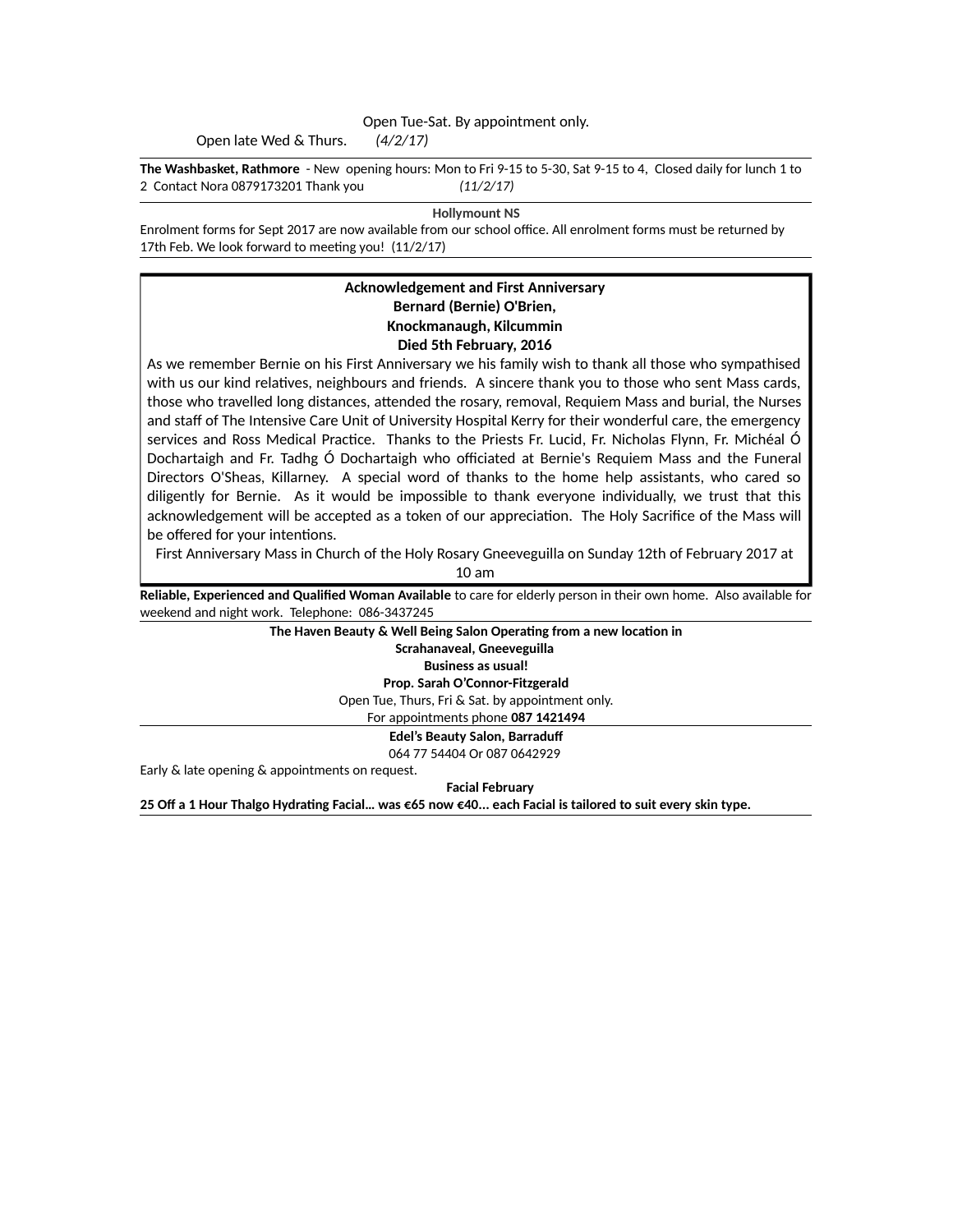Open Tue-Sat. By appointment only.

Open late Wed & Thurs. *(4/2/17)*

---

**The Washbasket, Rathmore** - New opening hours: Mon to Fri 9-15 to 5-30, Sat 9-15 to 4, Closed daily for lunch 1 to 2 Contact Nora 0879173201 Thank you *(11/2/17)*

---

**Hollymount NS**

Enrolment forms for Sept 2017 are now available from our school office. All enrolment forms must be returned by 17th Feb. We look forward to meeting you! (11/2/17)

---

**Acknowledgement and First Anniversary**
**Bernard (Bernie) O'Brien,**
**Knockmanaugh, Kilcummin**
**Died 5th February, 2016**

As we remember Bernie on his First Anniversary we his family wish to thank all those who sympathised with us our kind relatives, neighbours and friends. A sincere thank you to those who sent Mass cards, those who travelled long distances, attended the rosary, removal, Requiem Mass and burial, the Nurses and staff of The Intensive Care Unit of University Hospital Kerry for their wonderful care, the emergency services and Ross Medical Practice. Thanks to the Priests Fr. Lucid, Fr. Nicholas Flynn, Fr. Michéal Ó Dochartaigh and Fr. Tadhg Ó Dochartaigh who officiated at Bernie's Requiem Mass and the Funeral Directors O'Sheas, Killarney. A special word of thanks to the home help assistants, who cared so diligently for Bernie. As it would be impossible to thank everyone individually, we trust that this acknowledgement will be accepted as a token of our appreciation. The Holy Sacrifice of the Mass will be offered for your intentions.

First Anniversary Mass in Church of the Holy Rosary Gneeveguilla on Sunday 12th of February 2017 at 10 am

---

**Reliable, Experienced and Qualified Woman Available** to care for elderly person in their own home. Also available for weekend and night work. Telephone: 086-3437245

---

**The Haven Beauty & Well Being Salon Operating from a new location in**
**Scrahanaveal, Gneeveguilla**
**Business as usual!**
**Prop. Sarah O'Connor-Fitzgerald**

Open Tue, Thurs, Fri & Sat. by appointment only.

For appointments phone **087 1421494**

---

**Edel's Beauty Salon, Barraduff**

064 77 54404 Or 087 0642929

Early & late opening & appointments on request.

**Facial February**

**25 Off a 1 Hour Thalgo Hydrating Facial... was €65 now €40... each Facial is tailored to suit every skin type.**